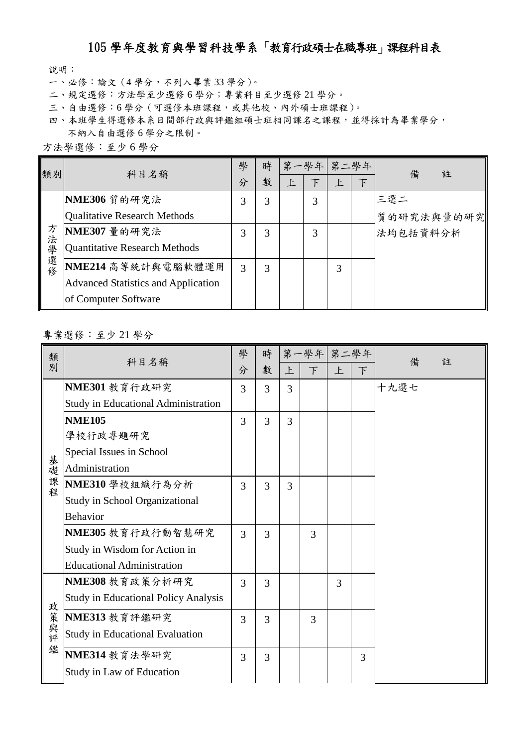# 105 學年度教育與學習科技學系「教育行政碩士在職專班」課程科目表

說明：

一、必修：論文（4 學分，不列入畢業 33 學分）。

二、規定選修：方法學至少選修 6 學分；專業科目至少選修 21 學分。

三、自由選修：6 學分（可選修本班課程，或其他校、內外碩士班課程）。

四、本班學生得選修本系日間部行政與評鑑組碩士班相同課名之課程，並得採計為畢業學分，不納入自由選修 6 學分之限制。

方法學選修：至少 6 學分

| 類別 | 科目名稱 | 學分 | 時數 | 第一學年上 | 第一學年下 | 第二學年上 | 第二學年下 | 備註 |
|---|---|---|---|---|---|---|---|---|
| 方法學選修 | **NME306** 質的研究法 Qualitative Research Methods | 3 | 3 | | 3 | | | 三選二 質的研究法與量的研究法均包括資料分析 |
| | **NME307** 量的研究法 Quantitative Research Methods | 3 | 3 | | 3 | | | |
| | **NME214** 高等統計與電腦軟體運用 Advanced Statistics and Application of Computer Software | 3 | 3 | | | 3 | | |

專業選修：至少 21 學分

| 類別 | 科目名稱 | 學分 | 時數 | 第一學年上 | 第一學年下 | 第二學年上 | 第二學年下 | 備註 |
|---|---|---|---|---|---|---|---|---|
| 基礎課程 | **NME301** 教育行政研究 Study in Educational Administration | 3 | 3 | 3 | | | | 十九選七 |
| | **NME105** 學校行政專題研究 Special Issues in School Administration | 3 | 3 | 3 | | | | |
| | **NME310** 學校組織行為分析 Study in School Organizational Behavior | 3 | 3 | 3 | | | | |
| | **NME305** 教育行政行動智慧研究 Study in Wisdom for Action in Educational Administration | 3 | 3 | | 3 | | | |
| 政策與評鑑 | **NME308** 教育政策分析研究 Study in Educational Policy Analysis | 3 | 3 | | | 3 | | |
| | **NME313** 教育評鑑研究 Study in Educational Evaluation | 3 | 3 | | 3 | | | |
| | **NME314** 教育法學研究 Study in Law of Education | 3 | 3 | | | | 3 | |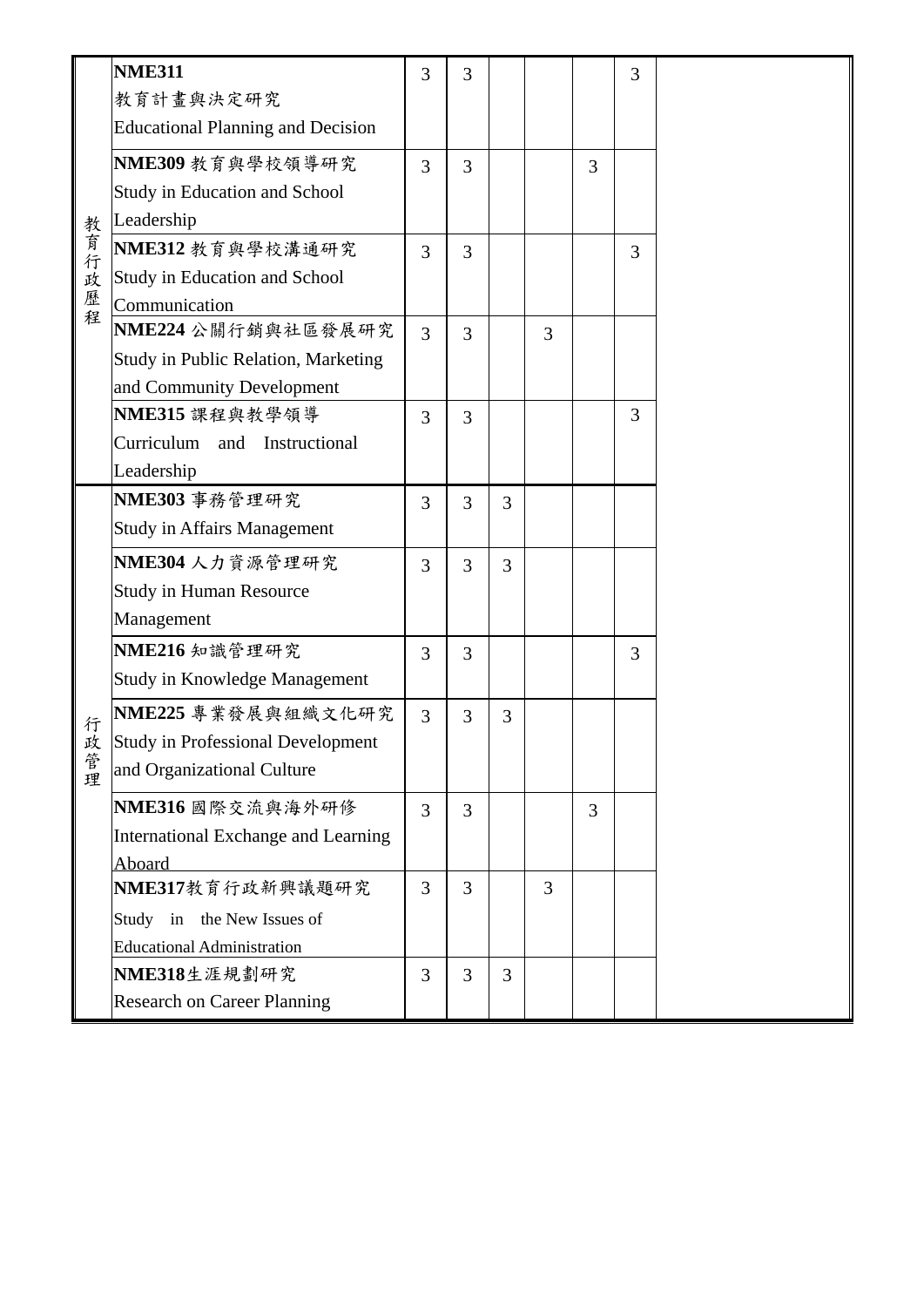| | | | | | | | | |
|---|---|---|---|---|---|---|---|---|
| 教育行政學程 | **NME311** 教育計畫與決定研究 Educational Planning and Decision | 3 | 3 | | | | 3 | |
| | **NME309** 教育與學校領導研究 Study in Education and School Leadership | 3 | 3 | | | 3 | | |
| | **NME312** 教育與學校溝通研究 Study in Education and School Communication | 3 | 3 | | | | 3 | |
| | **NME224** 公關行銷與社區發展研究 Study in Public Relation, Marketing and Community Development | 3 | 3 | | 3 | | | |
| | **NME315** 課程與教學領導 Curriculum and Instructional Leadership | 3 | 3 | | | | 3 | |
| 行政管理 | **NME303** 事務管理研究 Study in Affairs Management | 3 | 3 | 3 | | | | |
| | **NME304** 人力資源管理研究 Study in Human Resource Management | 3 | 3 | 3 | | | | |
| | **NME216** 知識管理研究 Study in Knowledge Management | 3 | 3 | | | | 3 | |
| | **NME225** 專業發展與組織文化研究 Study in Professional Development and Organizational Culture | 3 | 3 | 3 | | | | |
| | **NME316** 國際交流與海外研修 International Exchange and Learning Aboard | 3 | 3 | | | 3 | | |
| | **NME317**教育行政新興議題研究 Study in the New Issues of Educational Administration | 3 | 3 | | 3 | | | |
| | **NME318**生涯規劃研究 Research on Career Planning | 3 | 3 | 3 | | | | |